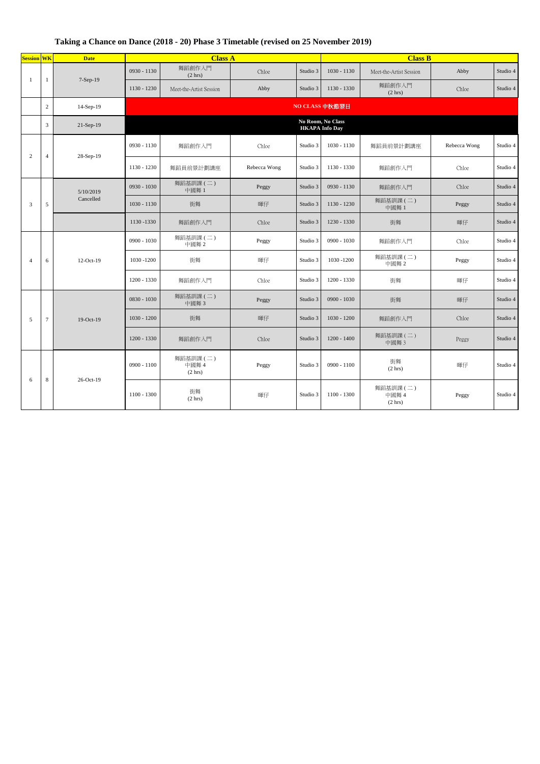# Taking a Chance on Dance (2018 - 20) Phase 3 Timetable (revised on 25 November 2019)

| Session | WK | Date | Class A | | | | Class B | | | |
|---|---|---|---|---|---|---|---|---|---|---|
| 1 | 1 | 7-Sep-19 | 0930 - 1130 | 舞蹈創作入門 (2 hrs) | Chloe | Studio 3 | 1030 - 1130 | Meet-the-Artist Session | Abby | Studio 4 |
| | | | 1130 - 1230 | Meet-the-Artist Session | Abby | Studio 3 | 1130 - 1330 | 舞蹈創作入門 (2 hrs) | Chloe | Studio 4 |
| | 2 | 14-Sep-19 | NO CLASS 中秋節翌日 | | | | | | | |
| | 3 | 21-Sep-19 | No Room, No Class HKAPA Info Day | | | | | | | |
| 2 | 4 | 28-Sep-19 | 0930 - 1130 | 舞蹈創作入門 | Chloe | Studio 3 | 1030 - 1130 | 舞蹈員前景計劃講座 | Rebecca Wong | Studio 4 |
| | | | 1130 - 1230 | 舞蹈員前景計劃講座 | Rebecca Wong | Studio 3 | 1130 - 1330 | 舞蹈創作入門 | Chloe | Studio 4 |
| 3 | 5 | 5/10/2019 Cancelled | 0930 - 1030 | 舞蹈基訓課(二) 中國舞 1 | Peggy | Studio 3 | 0930 - 1130 | 舞蹈創作入門 | Chloe | Studio 4 |
| | | | 1030 - 1130 | 街舞 | 暉仔 | Studio 3 | 1130 - 1230 | 舞蹈基訓課(二) 中國舞 1 | Peggy | Studio 4 |
| | | | 1130 -1330 | 舞蹈創作入門 | Chloe | Studio 3 | 1230 - 1330 | 街舞 | 暉仔 | Studio 4 |
| 4 | 6 | 12-Oct-19 | 0900 - 1030 | 舞蹈基訓課(二) 中國舞 2 | Peggy | Studio 3 | 0900 - 1030 | 舞蹈創作入門 | Chloe | Studio 4 |
| | | | 1030 -1200 | 街舞 | 暉仔 | Studio 3 | 1030 -1200 | 舞蹈基訓課(二) 中國舞 2 | Peggy | Studio 4 |
| | | | 1200 - 1330 | 舞蹈創作入門 | Chloe | Studio 3 | 1200 - 1330 | 街舞 | 暉仔 | Studio 4 |
| 5 | 7 | 19-Oct-19 | 0830 - 1030 | 舞蹈基訓課(二) 中國舞 3 | Peggy | Studio 3 | 0900 - 1030 | 街舞 | 暉仔 | Studio 4 |
| | | | 1030 - 1200 | 街舞 | 暉仔 | Studio 3 | 1030 - 1200 | 舞蹈創作入門 | Chloe | Studio 4 |
| | | | 1200 - 1330 | 舞蹈創作入門 | Chloe | Studio 3 | 1200 - 1400 | 舞蹈基訓課(二) 中國舞 3 | Peggy | Studio 4 |
| 6 | 8 | 26-Oct-19 | 0900 - 1100 | 舞蹈基訓課(二) 中國舞 4 (2 hrs) | Peggy | Studio 3 | 0900 - 1100 | 街舞 (2 hrs) | 暉仔 | Studio 4 |
| | | | 1100 - 1300 | 街舞 (2 hrs) | 暉仔 | Studio 3 | 1100 - 1300 | 舞蹈基訓課(二) 中國舞 4 (2 hrs) | Peggy | Studio 4 |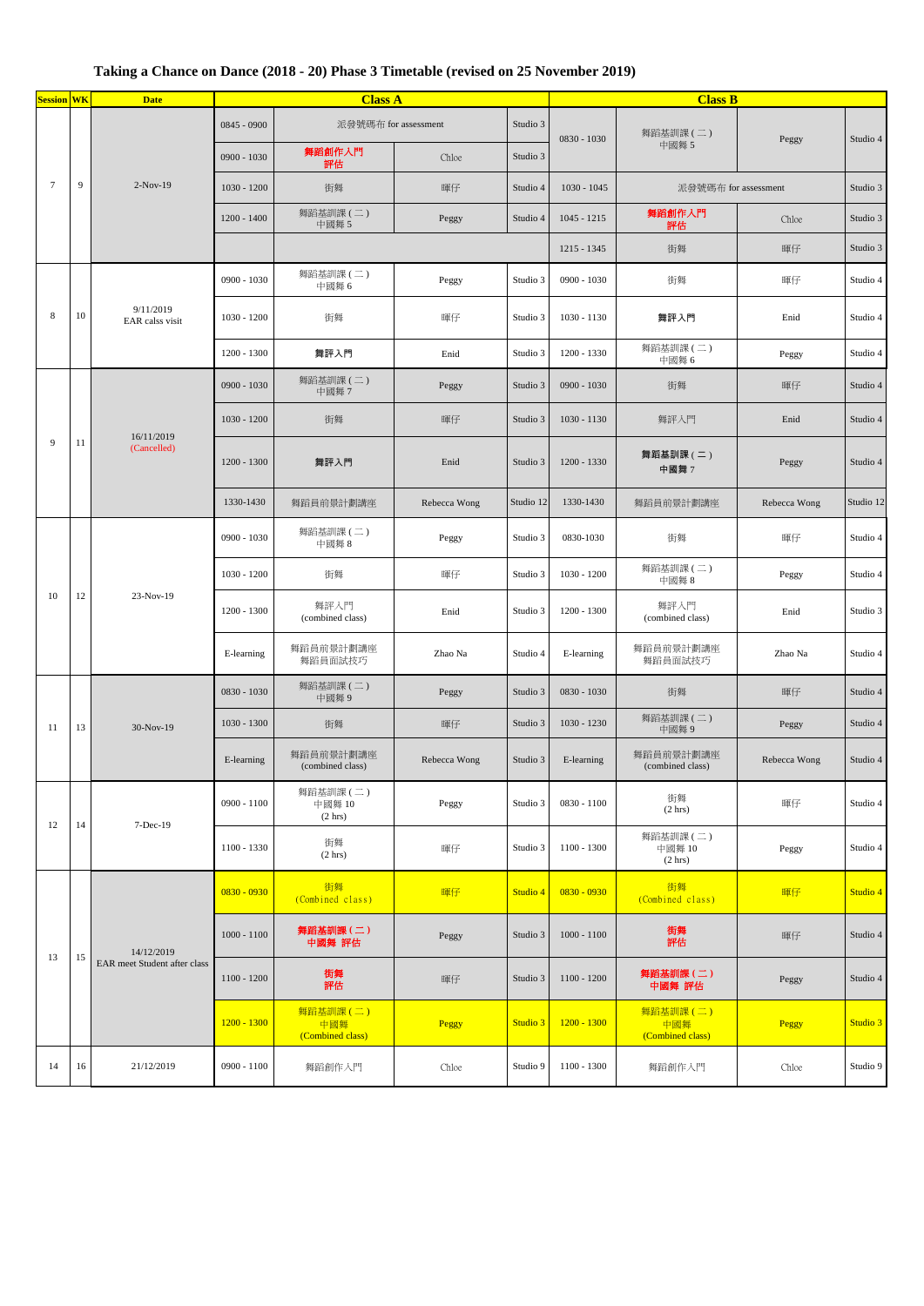# Taking a Chance on Dance (2018 - 20) Phase 3 Timetable (revised on 25 November 2019)

| Session | WK | Date | Class A | | | | Class B | | | |
|---|---|---|---|---|---|---|---|---|---|---|
| 7 | 9 | 2-Nov-19 | 0845 - 0900 | 派發號碼布 for assessment | | Studio 3 | 0830 - 1030 | 舞蹈基訓課（二）中國舞 5 | Peggy | Studio 4 |
| | | | 0900 - 1030 | **舞蹈創作入門 評估** | Chloe | Studio 3 | | | | |
| | | | 1030 - 1200 | 街舞 | 暉仔 | Studio 4 | 1030 - 1045 | 派發號碼布 for assessment | | Studio 3 |
| | | | 1200 - 1400 | 舞蹈基訓課（二）中國舞 5 | Peggy | Studio 4 | 1045 - 1215 | **舞蹈創作入門 評估** | Chloe | Studio 3 |
| | | | | | | | 1215 - 1345 | 街舞 | 暉仔 | Studio 3 |
| 8 | 10 | 9/11/2019 EAR calss visit | 0900 - 1030 | 舞蹈基訓課（二）中國舞 6 | Peggy | Studio 3 | 0900 - 1030 | 街舞 | 暉仔 | Studio 4 |
| | | | 1030 - 1200 | 街舞 | 暉仔 | Studio 3 | 1030 - 1130 | **舞評入門** | Enid | Studio 4 |
| | | | 1200 - 1300 | **舞評入門** | Enid | Studio 3 | 1200 - 1330 | 舞蹈基訓課（二）中國舞 6 | Peggy | Studio 4 |
| 9 | 11 | 16/11/2019 (Cancelled) | 0900 - 1030 | 舞蹈基訓課（二）中國舞 7 | Peggy | Studio 3 | 0900 - 1030 | 街舞 | 暉仔 | Studio 4 |
| | | | 1030 - 1200 | 街舞 | 暉仔 | Studio 3 | 1030 - 1130 | 舞評入門 | Enid | Studio 4 |
| | | | 1200 - 1300 | **舞評入門** | Enid | Studio 3 | 1200 - 1330 | **舞蹈基訓（二）中國舞 7** | Peggy | Studio 4 |
| | | | 1330-1430 | 舞蹈員前景計劃講座 | Rebecca Wong | Studio 12 | 1330-1430 | 舞蹈員前景計劃講座 | Rebecca Wong | Studio 12 |
| 10 | 12 | 23-Nov-19 | 0900 - 1030 | 舞蹈基訓課（二）中國舞 8 | Peggy | Studio 3 | 0830-1030 | 街舞 | 暉仔 | Studio 4 |
| | | | 1030 - 1200 | 街舞 | 暉仔 | Studio 3 | 1030 - 1200 | 舞蹈基訓課（二）中國舞 8 | Peggy | Studio 4 |
| | | | 1200 - 1300 | 舞評入門 (combined class) | Enid | Studio 3 | 1200 - 1300 | 舞評入門 (combined class) | Enid | Studio 3 |
| | | | E-learning | 舞蹈員前景計劃講座 舞蹈員面試技巧 | Zhao Na | Studio 4 | E-learning | 舞蹈員前景計劃講座 舞蹈員面試技巧 | Zhao Na | Studio 4 |
| 11 | 13 | 30-Nov-19 | 0830 - 1030 | 舞蹈基訓課（二）中國舞 9 | Peggy | Studio 3 | 0830 - 1030 | 街舞 | 暉仔 | Studio 4 |
| | | | 1030 - 1300 | 街舞 | 暉仔 | Studio 3 | 1030 - 1230 | 舞蹈基訓課（二）中國舞 9 | Peggy | Studio 4 |
| | | | E-learning | 舞蹈員前景計劃講座 (combined class) | Rebecca Wong | Studio 3 | E-learning | 舞蹈員前景計劃講座 (combined class) | Rebecca Wong | Studio 4 |
| 12 | 14 | 7-Dec-19 | 0900 - 1100 | 舞蹈基訓課（二）中國舞 10 (2 hrs) | Peggy | Studio 3 | 0830 - 1100 | 街舞 (2 hrs) | 暉仔 | Studio 4 |
| | | | 1100 - 1330 | 街舞 (2 hrs) | 暉仔 | Studio 3 | 1100 - 1300 | 舞蹈基訓課（二）中國舞 10 (2 hrs) | Peggy | Studio 4 |
| 13 | 15 | 14/12/2019 EAR meet Student after class | 0830 - 0930 | 街舞 (Combined class) | 暉仔 | Studio 4 | 0830 - 0930 | 街舞 (Combined class) | 暉仔 | Studio 4 |
| | | | 1000 - 1100 | **舞蹈基訓課（二）中國舞 評估** | Peggy | Studio 3 | 1000 - 1100 | **街舞 評估** | 暉仔 | Studio 4 |
| | | | 1100 - 1200 | **街舞 評估** | 暉仔 | Studio 3 | 1100 - 1200 | **舞蹈基訓課（二）中國舞 評估** | Peggy | Studio 4 |
| | | | 1200 - 1300 | 舞蹈基訓課（二）中國舞 (Combined class) | Peggy | Studio 3 | 1200 - 1300 | 舞蹈基訓課（二）中國舞 (Combined class) | Peggy | Studio 3 |
| 14 | 16 | 21/12/2019 | 0900 - 1100 | 舞蹈創作入門 | Chloe | Studio 9 | 1100 - 1300 | 舞蹈創作入門 | Chloe | Studio 9 |